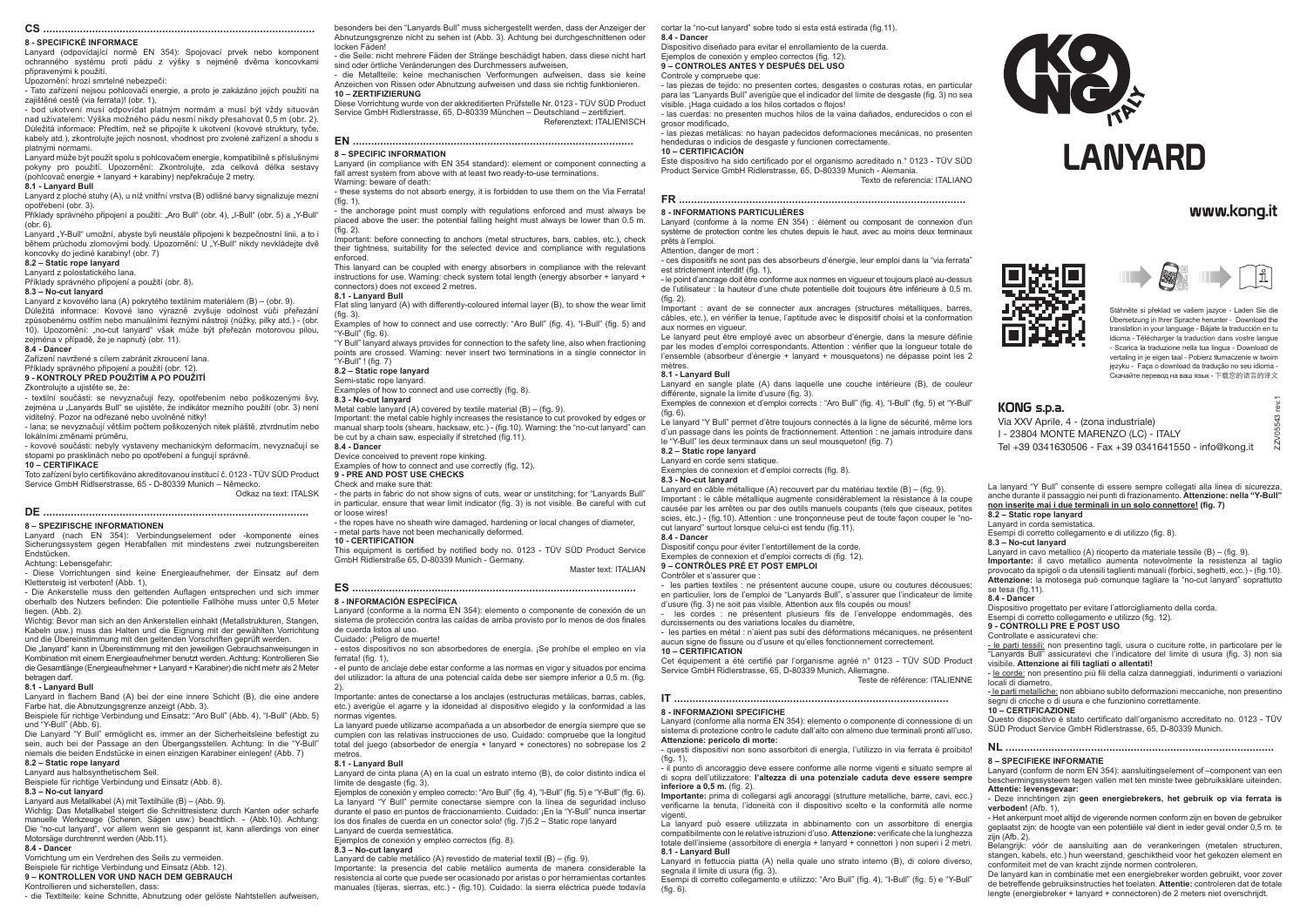## CS

### 8 - SPECIFICKÉ INFORMACE

Lanyard (odpovídající normě EN 354): Spojovací prvek nebo komponent ochranného systému proti pádu z výšky s nejméně dvěma koncovkami připravenými k použití.

Upozornění: hrozí smrtelné nebezpečí:

- Tato zařízení nejsou pohlcovači energie, a proto je zakázáno jejich použití na zajištěné cestě (via ferrata)! (obr. 1),
- bod ukotvení musí odpovídat platným normám a musí být vždy situován nad uživatelem: Výška možného pádu nesmí nikdy přesahovat 0,5 m (obr. 2).

Důležitá informace: Předtím, než se připojíte k ukotvení (kovové struktury, tyče, kabely atd.), zkontrolujte jejich nosnost, vhodnost pro zvolené zařízení a shodu s platnými normami.

Lanyard může být použit spolu s pohlcovačem energie, kompatibilně s příslušnými pokyny pro použití. Upozornění: Zkontrolujte, zda celková délka sestavy (pohlcovač energie + lanyard + karabiny) nepřekračuje 2 metry.

#### 8.1 - Lanyard Bull

Lanyard z ploché stuhy (A), u níž vnitřní vrstva (B) odlišné barvy signalizuje mezní opotřebení (obr. 3).

Příklady správného připojení a použití: „Aro Bull" (obr. 4), „I-Bull" (obr. 5) a „Y-Bull" (obr. 6).

Lanyard „Y-Bull" umožní, abyste byli neustále připojeni k bezpečnostní linii, a to i během průchodu zlomovými body. Upozornění: U „Y-Bull" nikdy nevkládejte dvě koncovky do jediné karabiny! (obr. 7)

#### 8.2 – Static rope lanyard

Lanyard z polostatického lana.

Příklady správného připojení a použití (obr. 8).

#### 8.3 – No-cut lanyard

Lanyard z kovového lana (A) pokrytého textilním materiálem (B) – (obr. 9).

Důležitá informace: Kovové lano výrazně zvyšuje odolnost vůči přeřezání způsobenému ostrým nebo manuálními řeznými nástroji (nůžky, pilky atd.) - (obr. 10). Upozornění: „no-cut lanyard" však může být přeřezán motorovou pilou, zejména v případě, že je napnutý (obr. 11).

#### 8.4 - Dancer

Zařízení navržené s cílem zabránit zkroucení lana.

Příklady správného připojení a použití (obr. 12).

### 9 - KONTROLY PŘED POUŽITÍM A PO POUŽITÍ

Zkontrolujte a ujistěte se, že:

- textilní součásti: se nevyzkytují řezy, opotřebením nebo poškozenými švy, zejména u „Lanyards Bull" se ujistěte, že indikátor mezního použití (obr. 3) není viditelný. Pozor na odřezané nebo uvolněné nitky!
- lana: se nevyzkytují větším počtem poškozených nitek pláště, ztvrdnutím nebo lokálními změnami průměru,
- kovové součásti: nebyly vystaveny mechanickým deformacím, nevyzkytují se stopami po prasklinách nebo po opotřebení a fungují správně.

### 10 – CERTIFIKACE

Toto zařízení bylo certifikováno akreditovanou institucí č. 0123 - TÜV SÜD Product Service GmbH Ridlerstrasse, 65 - D-80339 Munich – Německo.

Odkaz na text: ITALSK

## DE

### 8 – SPEZIFISCHE INFORMATIONEN

Lanyard (nach EN 354): Verbindungselement oder -komponente eines Sicherungssystem gegen Herabfallen mit mindestens zwei nutzungsbereiten Endstücken.

Achtung: Lebensgefahr:

- Diese Vorrichtungen sind keine Energieaufnehmer, der Einsatz auf dem Klettersteig ist verboten! (Abb. 1),
- Die Ankerstelle muss den geltenden Auflagen entsprechen und sich immer oberhalb des Nutzers befinden: Die potentielle Fallhöhe muss unter 0,5 Meter liegen. (Abb. 2).

Wichtig: Bevor man sich an den Ankerstellen einhakt (Metallstrukturen, Stangen, Kabeln usw.) muss das Halten und die Eignung mit der gewählten Vorrichtung und die Übereinstimmung mit den geltenden Vorschriften geprüft werden.

Die „lanyard" kann in Übereinstimmung mit den jeweiligen Gebrauchsanweisungen in Kombination mit einem Energieaufnehmer benutzt werden. Achtung: Kontrollieren Sie die Gesamtlänge (Energieaufnehmer + Lanyard + Karabiner) die nicht mehr als 2 Meter betragen darf.

#### 8.1 - Lanyard Bull

Lanyard in flachem Band (A) bei der eine innere Schicht (B), die eine andere Farbe hat, die Abnutzungsgrenze anzeigt (Abb. 3).

Beispiele für richtige Verbindung und Einsatz: "Aro Bull" (Abb. 4), "I-Bull" (Abb. 5) und "Y-Bull" (Abb. 6).

Die Lanyard "Y Bull" ermöglicht es, immer an der Sicherheitsleine befestigt zu sein, auch bei der Passage an den Übergangsstellen. Achtung: In die "Y-Bull" niemals die beiden Endstücke in einen einzigen Karabiner einlegen! (Abb. 7)

#### 8.2 – Static rope lanyard

Lanyard aus halbsynthetischem Seil.

Beispiele für richtige Verbindung und Einsatz (Abb. 8).

#### 8.3 – No-cut lanyard

Lanyard aus Metallkabel (A) mit Textilhülle (B) – (Abb. 9).

Wichtig: Das Metallkabel steigert die Schnittresistenz durch Kanten oder scharfe manuelle Werkzeuge (Scheren, Sägen usw.) beachtlich. - (Abb.10). Achtung: Die "no-cut lanyard", vor allem wenn sie gespannt ist, kann allerdings von einer Motorsäge durchtrennt werden (Abb.11).

#### 8.4 - Dancer

Vorrichtung um ein Verdrehen des Seils zu vermeiden.

Beispiele für richtige Verbindung und Einsatz (Abb. 12).

### 9 – KONTROLLEN VOR UND NACH DEM GEBRAUCH

Kontrollieren und sicherstellen, dass:

- die Textilteile: keine Schnitte, Abnutzung oder gelöste Nahtstellen aufweisen, besonders bei den "Lanyards Bull" muss sichergestellt werden, dass der Anzeiger der Abnutzungsgrenze nicht zu sehen ist (Abb. 3). Achtung bei durchgeschnittenen oder locken Fäden!
- die Seile: nicht mehrere Fäden der Stränge beschädigt haben, dass diese nicht hart sind oder örtliche Veränderungen des Durchmessers aufweisen,
- die Metallteile: keine mechanischen Verformungen aufweisen, dass sie keine Anzeichen von Rissen oder Abnutzung aufweisen und dass sie richtig funktionieren.

### 10 – ZERTIFIZIERUNG

Diese Vorrichtung wurde von der akkreditierten Prüfstelle Nr. 0123 - TÜV SÜD Product Service GmbH Ridlerstrasse, 65, D-80339 München – Deutschland – zertifiziert.

Referenztext: ITALIENISCH

## EN

### 8 – SPECIFIC INFORMATION

Lanyard (in compliance with EN 354 standard): element or component connecting a fall arrest system from above with at least two ready-to-use terminations.

Warning: beware of death:

- these systems do not absorb energy, it is forbidden to use them on the Via Ferrata! (fig. 1),
- the anchorage point must comply with regulations enforced and must always be placed above the user: the potential falling height must always be lower than 0.5 m. (fig. 2).

Important: before connecting to anchors (metal structures, bars, cables, etc.), check their tightness, suitability for the selected device and compliance with regulations enforced.

This lanyard can be coupled with energy absorbers in compliance with the relevant instructions for use. Warning: check system total length (energy absorber + lanyard + connectors) does not exceed 2 metres.

#### 8.1 - Lanyard Bull

Flat sling lanyard (A) with differently-coloured internal layer (B), to show the wear limit (fig. 3).

Examples of how to connect and use correctly: "Aro Bull" (fig. 4), "I-Bull" (fig. 5) and "Y-Bull" (fig. 6).

"Y Bull" lanyard always provides for connection to the safety line, also when fractioning points are crossed. Warning: never insert two terminations in a single connector in "Y-Bull" ! (fig. 7)

#### 8.2 – Static rope lanyard

Semi-static rope lanyard.

Examples of how to connect and use correctly (fig. 8).

#### 8.3 - No-cut lanyard

Metal cable lanyard (A) covered by textile material (B) – (fig. 9).

Important: the metal cable highly increases the resistance to cut provoked by edges or manual sharp tools (shears, hacksaw, etc.) - (fig. 10). Warning: the "no-cut lanyard" can be cut by a chain saw, especially if stretched (fig.11).

#### 8.4 - Dancer

Device conceived to prevent rope kinking.

Examples of how to connect and use correctly (fig. 12).

### 9 - PRE AND POST USE CHECKS

Check and make sure that:

- the parts in fabric do not show signs of cuts, wear or unstitching; for "Lanyards Bull" in particular, ensure that wear limit indicator (fig. 3) is not visible. Be careful with cut or loose wires!
- the ropes have no sheath wire damaged, hardening or local changes of diameter,
- metal parts have not been mechanically deformed.

### 10 - CERTIFICATION

This equipment is certified by notified body no. 0123 - TÜV SÜD Product Service GmbH Ridlerstraße 65, D-80339 Munich - Germany.

Master text: ITALIAN

## ES

### 8 - INFORMACIÓN ESPECÍFICA

Lanyard (conforme a la norma EN 354): elemento o componente de conexión de un sistema de protección contra las caídas de arriba provisto por lo menos de dos finales de cuerda listos al uso.

Cuidado: ¡Peligro de muerte!

- estos dispositivos no son absorbedores de energía. ¡Se prohíbe el empleo en vía ferrata! (fig. 1),
- el punto de anclaje debe estar conforme a las normas en vigor y situados por encima del utilizador: La altura de una potencial caída debe ser siempre inferior a 0,5 m. (fig. 2).

Importante: antes de conectarse a los anclajes (estructuras metálicas, barras, cables, etc.) averigüe el agarre y la idoneidad al dispositivo elegido y la conformidad a las normas vigentes.

La lanyard puede utilizarse acompañada a un absorbedor de energía siempre que se cumplen con las relativas instrucciones de uso. Cuidado: compruebe que la longitud total del juego (absorbedor de energía + lanyard + conectores) no sobrepase los 2 metros.

#### 8.1 - Lanyard Bull

Lanyard de cinta plana (A) en la cual un estrato interno (B), de color distinto indica el límite de desgaste (fig. 3).

Ejemplos de conexión y empleo correcto: "Aro Bull" (fig. 4), "I-Bull" (fig. 5) e "Y-Bull" (fig. 6). La lanyard "Y Bull" permite conectarse siempre con la línea de seguridad incluso durante el paso en puntos de fraccionamiento. Cuidado: ¡En la "Y-Bull" nunca insertar los dos finales de cuerda en un conector solo! (fig. 7)5.2 – Static rope lanyard

Lanyard de cuerda semiestática.

Ejemplos de conexión y empleo correctos (fig. 8).

#### 8.3 – No-cut lanyard

Lanyard de cable metálico (A) revestido de material textil (B) – (fig. 9).

Importante: la presencia del cable metálico aumenta de manera considerable la resistencia al corte que puede ser ocasionado por aristas o por herramientas cortantes manuales (tijeras, sierras, etc.) - (fig.10). Cuidado: la sierra eléctrica puede todavía cortar la "no-cut lanyard" sobre todo si esta está estirada (fig.11).

#### 8.4 - Dancer

Dispositivo diseñado para evitar el enrollamiento de la cuerda.

Ejemplos de conexión y empleo correctos (fig. 12).

### 9 – CONTROLES ANTES Y DESPUÉS DEL USO

Controle y compruebe que:

- las piezas de tejido: no presenten cortes, desgastes o costuras rotas, en particular para las "Lanyards Bull" averigüe que el indicador del límite de desgaste (fig. 3) no sea visible. ¡Haga cuidado a los hilos cortados o flojos!
- las cuerdas: no presenten muchos hilos de la vaina dañados, endurecidos o con el grosor modificado,
- las piezas metálicas: no hayan padecidos deformaciones mecánicas, no presenten hendeduras o indicios de desgaste y funcionen correctamente.

### 10 – CERTIFICACIÓN

Este dispositivo ha sido certificado por el organismo acreditado n.° 0123 - TÜV SÜD Product Service GmbH Ridlerstrasse, 65, D-80339 Munich - Alemania.

Texto de referencia: ITALIANO

## FR

### 8 - INFORMATIONS PARTICULIÈRES

Lanyard (conforme à la norme EN 354) : élément ou composant de connexion d'un système de protection contre les chutes depuis le haut, avec au moins deux terminaux prêts à l'emploi.

Attention, danger de mort :

- ces dispositifs ne sont pas des absorbeurs d'énergie, leur emploi dans la "via ferrata" est strictement interdit! (fig. 1),
- le point d'ancrage doit être conforme aux normes en vigueur et toujours placé au-dessus de l'utilisateur : la hauteur d'une chute potentielle doit toujours être inférieure à 0,5 m. (fig. 2).

Important : avant de se connecter aux ancrages (structures métalliques, barres, câbles, etc.), en vérifier la tenue, l'aptitude avec le dispositif choisi et la conformation aux normes en vigueur.

Le lanyard peut être employé avec un absorbeur d'énergie, dans la mesure définie par les modes d'emploi correspondants. Attention : vérifier que la longueur totale de l'ensemble (absorbeur d'énergie + lanyard + mousquetons) ne dépasse point les 2 mètres.

#### 8.1 - Lanyard Bull

Lanyard en sangle plate (A) dans laquelle une couche intérieure (B), de couleur différente, signale la limite d'usure (fig. 3).

Exemples de connexion et d'emploi corrects : "Aro Bull" (fig. 4), "I-Bull" (fig. 5) et "Y-Bull" (fig. 6).

Le lanyard "Y Bull" permet d'être toujours connectés à la ligne de sécurité, même lors d'un passage dans les points de fractionnement. Attention : ne jamais introduire dans le "Y-Bull" les deux terminaux dans un seul mousqueton! (fig. 7)

#### 8.2 – Static rope lanyard

Lanyard en corde semi statique.

Exemples de connexion et d'emploi corrects (fig. 8).

#### 8.3 - No-cut lanyard

Lanyard en câble métallique (A) recouvert par du matériau textile (B) – (fig. 9).

Important : le câble métallique augmente considérablement la résistance à la coupe causée par les arrêtes ou par des outils manuels coupants (tels que ciseaux, petites scies, etc.) - (fig.10). Attention : une tronçonneuse peut de toute façon couper le "no-cut lanyard" surtout lorsque celui-ci est tendu (fig.11).

#### 8.4 - Dancer

Dispositif conçu pour éviter l'entortillement de la corde.

Exemples de connexion et d'emploi corrects di (fig. 12).

### 9 – CONTRÔLES PRÉ ET POST EMPLOI

Contrôler et s'assurer que :

- les parties textiles : ne présentent aucune coupe, usure ou coutures décousues; en particulier, lors de l'emploi de "Lanyards Bull", s'assurer que l'indicateur de limite d'usure (fig. 3) ne soit pas visible. Attention aux fils coupés ou mous!
- les cordes : ne présentent plusieurs fils de l'enveloppe endommagés, des durcissements ou des variations locales du diamètre,
- les parties en métal : n'aient pas subi des déformations mécaniques, ne présentent aucun signe de fissure ou d'usure et qu'elles fonctionnent correctement.

### 10 – CERTIFICATION

Cet équipement a été certifié par l'organisme agréé n° 0123 - TÜV SÜD Product Service GmbH Ridlerstrasse, 65, D-80339 Munich, Allemagne.

Teste de référence: ITALIENNE

## IT

### 8 - INFORMAZIONI SPECIFICHE

Lanyard (conforme alla norma EN 354): elemento o componente di connessione di un sistema di protezione contro le cadute dall'alto con almeno due terminali pronti all'uso.

**Attenzione: pericolo di morte:**

- questi dispositivi non sono assorbitori di energia, l'utilizzo in via ferrata è proibito! (fig. 1),
- il punto di ancoraggio deve essere conforme alle norme vigenti e situato sempre al di sopra dell'utilizzatore: **l'altezza di una potenziale caduta deve essere sempre inferiore a 0,5 m.** (fig. 2).

**Importante:** prima di collegarsi agli ancoraggi (strutture metalliche, barre, cavi, ecc.) verificarne la tenuta, l'idoneità con il dispositivo scelto e la conformità alle norme vigenti.

La lanyard può essere utilizzata in abbinamento con un assorbitore di energia compatibilmente con le relative istruzioni d'uso. **Attenzione:** verificate che la lunghezza totale dell'insieme (assorbitore di energia + lanyard + connettori ) non superi i 2 metri.

#### 8.1 - Lanyard Bull

Lanyard in fettuccia piatta (A) nella quale uno strato interno (B), di colore diverso, segnala il limite di usura (fig. 3).

Esempi di corretto collegamento e utilizzo: "Aro Bull" (fig. 4), "I-Bull" (fig. 5) e "Y-Bull" (fig. 6).

La lanyard "Y Bull" consente di essere sempre collegati alla linea di sicurezza, anche durante il passaggio nei punti di frazionamento. **Attenzione: nella "Y-Bull" non inserite mai i due terminali in un solo connettore! (fig. 7)**

#### 8.2 – Static rope lanyard

Lanyard in corda semistatica.

Esempi di corretto collegamento e di utilizzo (fig. 8).

#### 8.3 – No-cut lanyard

Lanyard in cavo metallico (A) ricoperto da materiale tessile (B) – (fig. 9).

**Importante:** il cavo metallico aumenta notevolmente la resistenza al taglio provocato da spigoli o da utensili taglienti manuali (forbici, seghetti, ecc.) - (fig.10). **Attenzione:** la motosega può comunque tagliare la "no-cut lanyard" soprattutto se tesa (fig.11).

#### 8.4 - Dancer

Dispositivo progettato per evitare l'attorcigliamento della corda.

Esempi di corretto collegamento e utilizzo (fig. 12).

### 9 - CONTROLLI PRE E POST USO

Controllate e assicuratevi che:

- le parti tessili: non presentino tagli, usura o cuciture rotte, in particolare per le "Lanyards Bull" assicuratevi che l'indicatore del limite di usura (fig. 3) non sia visibile. **Attenzione ai fili tagliati o allentati!**
- le corde: non presentino più fili della calza danneggiati, indurimenti o variazioni locali di diametro,
- le parti metalliche: non abbiano subito deformazioni meccaniche, non presentino segni di cricche o di usura e che funzionino correttamente.

### 10 – CERTIFICAZIONE

Questo dispositivo è stato certificato dall'organismo accreditato no. 0123 - TÜV SÜD Product Service GmbH Ridlerstrasse, 65, D-80339 Munich.

## NL

### 8 – SPECIFIEKE INFORMATIE

Lanyard (conform de norm EN 354): aansluitingselement of –component van een beschermingssysteem tegen vallen met ten minste twee gebruiksklare uiteinden.

**Attentie: levensgevaar:**

- Deze inrichtingen zijn **geen energiebrekers, het gebruik op via ferrata is verboden!** (Afb. 1),
- Het ankerpunt moet altijd de vigerende normen conform zijn en boven de gebruiker geplaatst zijn: de hoogte van een potentiële val dient in ieder geval onder 0,5 m. te zijn (Afb. 2).

Belangrijk: vóór de aansluiting aan de verankeringen (metalen structuren, stangen, kabels, etc.) hun weerstand, geschiktheid voor het gekozen element en conformiteit met de van kracht zijnde normen controleren.

De lanyard kan in combinatie met een energiebreker worden gebruikt, voor zover de betreffende gebruiksinstructies het toelaten. **Attentie:** controleren dat de totale lengte (energiebreker + lanyard + connectoren) de 2 meters niet overschrijdt.

# LANYARD

www.kong.it

Stáhněte si překlad ve vašem jazyce - Laden Sie die Übersetzung in Ihrer Sprache herunter - Download the translation in your language - Bájate la traducción en tu idioma - Télécharger la traduction dans votre langue - Scarica la traduzione nella tua lingua - Download de vertaling in je eigen taal - Pobierz tłumaczenie w twoim języku - Faça o download da tradução no seu idioma - Скачайте перевод на ваш язык - 下载您的语言的译文

**KONG s.p.a.**
Via XXV Aprile, 4 - (zona industriale)
I - 23804 MONTE MARENZO (LC) - ITALY
Tel +39 0341630506 - Fax +39 0341641550 - info@kong.it

ZZV05543 rev.1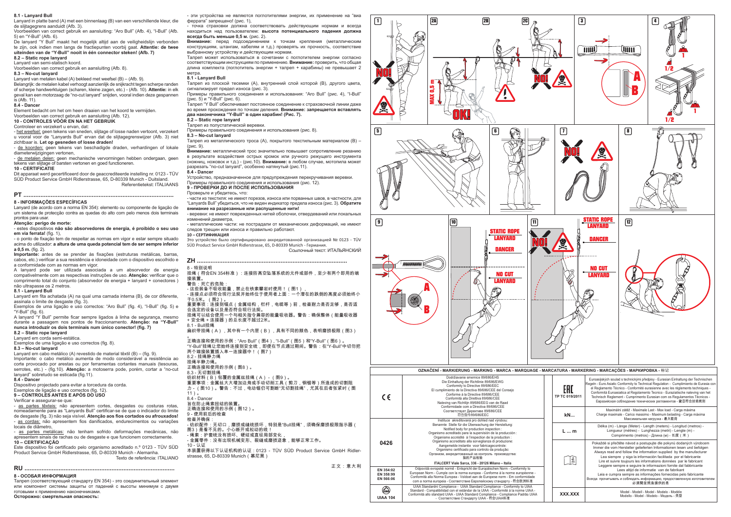8.1 - Lanyard Bull

Lanyard in platte band (A) met een binnenlaag (B) van een verschillende kleur, die de slijtagegrens aanduidt (Afb. 3).

Voorbeelden van correct gebruik en aansluiting: "Aro Bull" (Afb. 4), "I-Bull" (Afb. 5) en "Y-Bull" (Afb. 6).

De lanyard "Y Bull" maakt het mogelijk altijd aan de veiligheidslijn verbonden te zijn, ook indien men langs de fractiepunten voorbij gaat. **Attentie: de twee uiteinden van de "Y-Bull" nooit in één connector steken! (Afb. 7)**

8.2 – Static rope lanyard

Lanyard van semi-statisch koord.

Voorbeelden van correct gebruik en aansluiting (Afb. 8).

8.3 – No-cut lanyard

Lanyard van metalen kabel (A) bekleed met weefsel (B) – (Afb. 9).

Belangrijk: de metalen kabel verhoogt aanzienlijk de snijkracht tegen scherpe randen of scherpe handwerktuigen (scharen, kleine zagen, etc.) - (Afb. 10). **Attentie:** in elk geval kan een motorzaag de "no-cut lanyard" snijden, vooral indien deze gespannen is (Afb. 11).

8.4 - Dancer

Element bedacht om het om heen draaien van het koord te vermijden.

Voorbeelden van correct gebruik en aansluiting (Afb. 12).

10 - CONTROLES VÓÓR EN NA HET GEBRUIK

Controleer en verzekert u ervan, dat:

- het weefsel: geen tekens van sneden, slijtage of losse naden vertoont, verzekert u vooral voor de "Lanyards Bull" ervan dat de slijtagegrenswijzer (Afb. 3) niet zichtbaar is. **Let op gesneden of losse draden!**
- de koorden: geen tekens van beschadigde draden, verhardingen of lokale diameterwijzigingen vertonen,
- de metalen delen: geen mechanische vervormingen hebben ondergaan, geen tekens van slijtage of barsten vertonen en goed functioneren.

10 - CERTIFICATIE

Dit apparaat werd gecertificeerd door de geaccrediteerde instelling nr. 0123 - TÜV SÜD Product Service GmbH Ridlerstrasse, 65, D-80339 Munich - Duitsland.

Referentietekst: ITALIAANS

## PT

8 - INFORMAÇÕES ESPECÍFICAS

Lanyard (de acordo com a norma EN 354): elemento ou componente de ligação de um sistema de protecção contra as quedas do alto com pelo menos dois terminais prontos para usar.

**Atenção: perigo de morte:**

- estes dispositivos **não são absorvedores de energia, é proibido o seu uso em via ferrata!** (fig. 1),
- o ponto de fixação tem de respeitar as normas em vigor e estar sempre situado acima do utilizador: **a altura de uma queda potencial tem de ser sempre inferior a 0,5 m.** (fig. 2).

**Importante:** antes de se prender às fixações (estruturas metálicas, barras, cabos, etc.) verificar a sua resistência e idoneidade com o dispositivo escolhido e a conformidade com as normas em vigor.

A lanyard pode ser utilizada associada a um absorvedor de energia compativelmente com as respectivas instruções de uso. **Atenção:** verificar que o comprimento total do conjunto (absorvedor de energia + lanyard + conectores ) não ultrapasse os 2 metros.

8.1 - Lanyard Bull

Lanyard em fita achatada (A) na qual uma camada interna (B), de cor diferente, assinala o limite de desgaste (fig. 3).

Exemplos de uma ligação e uso correctos: "Aro Bull" (fig. 4), "I-Bull" (fig. 5) e "Y-Bull" (fig. 6).

A lanyard "Y Bull" permite ficar sempre ligados à linha de segurança, mesmo durante a passagem nos pontos de fraccionamento. **Atenção: na "Y-Bull" nunca introduzir os dois terminais num único conector! (fig. 7)**

8.2 – Static rope lanyard

Lanyard em corda semi-estática.

Exemplos de uma ligação e uso correctos (fig. 8).

8.3 – No-cut lanyard

Lanyard em cabo metálico (A) revestido de material têxtil (B) – (fig. 9).

Importante: o cabo metálico aumenta de modo considerável a resistência ao corte provocado por arestas ou por ferramentas cortantes manuais (tesouras, serrotes, etc.) - (fig.10). **Atenção:** a motoserra pode, porém, cortar a "no-cut lanyard" sobretudo se esticada (fig.11).

8.4 - Dancer

Dispositivo projectado para evitar a torcedura da corda.

Exemplos de ligação e uso correctos (fig. 12).

9 – CONTROLES ANTES E APÓS DO USO

Verificar e assegurar-se que:

- as partes têxteis: não apresentem cortes, desgastes ou costuras rotas, nomeadamente para as "Lanyards Bull" certificar-se de que o indicador do limite de desgaste (fig. 3) não seja visível. **Atenção aos fios cortados ou afrouxados!**
- as cordas: não apresentem fios danificados, endurecimentos ou variações locais de diâmetro,
- as partes metálicas: não tenham sofrido deformações mecânicas, não apresentem sinais de rachas ou de desgaste e que funcionem correctamente.

10 – CERTIFICAÇÃO

Este dispositivo foi certificado pelo organismo acreditado n.º 0123 - TÜV SÜD Product Service GmbH Ridlerstrasse, 65, D-80339 Munich - Alemanha.

Texto de referência: ITALIANO

## RU

8 - ОСОБАЯ ИНФОРМАЦИЯ

Тапрен (соответствующий стандарту EN 354) - это соединительный элемент или компонент системы защиты от падений с высоты минимум с двумя готовыми к применению наконечниками.

**Осторожно: смертельная опасность:**

- эти устройства не являются поглотителями энергии, их применение на "виа феррата" запрещено! (рис. 1),
- точка страховки должна соответствовать действующим нормам и всегда находиться над пользователем: **высота потенциального падения должна всегда быть меньше 0,5 м.** (рис. 2).

**Внимание:** перед подсоединением к точкам крепления (металлическим конструкциям, штангам, кабелям и т.д.) проверять их прочность, соответствие выбранному устройству и действующим нормам.

Тапрел может использоваться в сочетании с поглотителем энергии согласно соответствующим инструкциям по применению. **Внимание:** проверить, что общая длина комплекта (поглотитель энергии + талреп + карабины) не превышает 2 метра.

8.1 - Lanyard Bull

Талреп из плоской тесемки (A), внутренний слой которой (B), другого цвета, сигнализирует предел износа (рис. 3).

Примеры правильного соединения и использования: "Aro Bull" (рис. 4), "I-Bull" (рис. 5) и "Y-Bull" (рис. 6).

Талреп "Y Bull" обеспечивает постоянное соединение к страховочной линии даже во время прохождения по точкам деления. **Внимание: запрещается вставлять два наконечника "Y-Bull" в один карабин! (Рис. 7).**

8.2 – Static rope lanyard

Талреп из полустатической веревки.

Примеры правильного соединения и использования (рис. 8).

8.3 – No-cut lanyard

Талреп из металлического троса (A), покрытого текстильным материалом (B) – (рис. 9).

**Внимание:** металлический трос значительно повышает сопротивление резанию в результате воздействия острых кромок или ручного режущего инструмента (ножниц, ножовок и т.д.) - (рис.10). **Внимание:** в любом случае, мотопила может разрезать "no-cut lanyard", особенно натянутый (рис.11).

8.4 - Dancer

Устройство, предназначенное для предупреждения перекручивания веревки.

Примеры правильного соединения и использования (рис. 12).

9 - ПРОВЕРКИ ДО И ПОСЛЕ ИСПОЛЬЗОВАНИЯ

Проверьте и убедитесь, что:

- части из текстиля: не имеют порезов, износа или порванных швов, в частности, для "Lanyards Bull" убедиться, что не виден индикатор предела износа (рис. 3). **Обратите внимание на разрезанные или распущенные нити!**
- веревки: не имеют поврежденных нитей оболочки, отвердеваний или локальных изменений диаметра,
- металлические части: не пострадали от механических деформаций, не имеют следов трещин или износа и правильно работают.

10 – СЕРТИФИКАЦИЯ

Это устройство было сертифицировано аккредитованной организацией № 0123 - TÜV SÜD Product Service GmbH Ridlerstrasse, 65, D-80339 Munich - Германия.

Ссылочный текст: ИТАЛЬЯНСКИЙ

## ZH

8 - 特别说明

挂绳（符合EN 354标准）：连接防高空坠落系统的元件或部件，至少有两个即用的端接装置。

警告：死亡的危险：

- 这些装备不吸收能量，禁止在铁索攀岩时使用！（图1），
- 连接点必须符合现行法规并始终位于使用者上面：一个潜在的跌倒的高度必须始终小于0.5米。（图2）。

重要事项：连接到锚点（金属结构，栏杆，电缆等）前，检查耐力是否足够，是否适合选定的设备以及是否符合现行法规。

挂绳可以结合使用一个与相关指令兼容的能量吸收器。警告：确保整体（能量吸收器 + 安全绳 + 连接器）的总长度不超过2米。

8.1 - Bull挂绳

扁织带挂绳（A），其中有一个内层（B），具有不同的颜色，表明磨损极限（图3）。

正确连接和使用的示例："Aro Bull"（图4），"I-Bull"（图5）和"Y-Bull"（图6）。

"Y-Bull"挂绳让您始终连接到安全线，即使在节点通过期间。警告：在"Y-Bull"中切勿把两个端接装置插入单一连接器中！（图7）

8.2 - 挂绳静力绳

挂绳半静力绳。

正确连接和使用的示例（图8）。

8.3 - 无切割挂绳

纺织材料（B）包覆的金属丝挂绳（A）-（图9）。

重要事项：金属丝大大增加边角或手动切割工具（剪刀，钢锯等）所造成的切割阻力 -（图10）。警告：不过，电动锯仍可割断"无切割挂绳"，尤其在后者张紧时（图11）。

8.4 - Dancer

旨在防止绳索扭结的装置。

正确连接和使用的示例（图12）。

9 - 使用前后的检查

检查并确保：

- 纺织配件：无切口，磨损或缝线损坏，特别是"Bull挂绳"，须确保磨损极限指示器（图3）是看不见的。小心断开或松动的线！
- 绳索：护套线没有损坏、硬结或直径局部变化，
- 金属零件：没有出现机械变形，裂缝或磨损迹象，能够正常工作。

10 - 认证

本装置获得以下认证机构的认证：0123 - TÜV SÜD Product Service GmbH Ridlerstrasse, 65, D-80339 Munich（慕尼黑）

正文：意大利

**OZNAČENÍ - MARKIERUNG - MARKING - MARCA - MARQUAGE - MARCATURA - MARKERING - MARCAÇÕES - МАРКИРОВКА - 标记**

| | | | |
|---|---|---|---|
| CE | Dodržiavanie smernice 89/686/EHS<br>Die Einhaltung der Richtlinie 89/686/EWG<br>Conformity to Directive 89/686/EEC<br>El cumplimiento de la Directiva 89/686/CEE del Consejo<br>Conforme à la Directive 89/686/CEE<br>Conformità alla Direttiva 89/686/CEE<br>Naleving van Richtlijn 89/686/EEG van de Raad<br>Conformidade com a Directiva 89/686/CEE<br>Соответствует Директиве 89/686/CEE<br>符合指令89/686/EEC | EAC<br>TP TC 019/2011 | Euroasijských soulad s technickými předpisy - Eurasian Einhaltung der Technischen Regeln - Euro Asiatic Conformity to Technical Regulation - Cumplimiento de Eurasia con el Reglamento Técnico - Conformité eurasienne avec les règlements techniques - Conformità Euroasiatica al Regolamento Tecnico - Euraziatische naleving van het Technisch Reglement - Cumprimento Eurasian com os Regulamentos Técnicos - Евразийская соблюдение технических регламентов - 歐亞符合技術規則 |
| 0426 | Instituce akreditovaná pro dohled nad výrobou:<br>Benannte Stelle für die Überwachung der Herstellung:<br>Notified body for production inspection:<br>Organismo acreditado para la supervisión de la producción:<br>Organisme accrédité à l'inspection de la production:<br>Organismo accreditato alla sorveglianza di produzione:<br>Aangemelde instantie voor fabricagecontrole:<br>Organismo certificado para controlo da produção:<br>Организм, аккредитованный на контроль производства:<br>指的产品检验<br>**ITALCERT Viale Sarca, 336 - 20126 Milano – Italia** | kN... | Maximální zátěž - Maximale Last - Max load - Carga máxima<br>Charge maximale - Carico massimo - Maximum belasting - Carga máxima<br>Максимальная нагрузка - 最大載荷 |
| | | L ... m | Délka (m) - Länge (Meter) - Length (meters) - Longitud (metros) -<br>Longueur (mètres) - Lunghezza (metri) - Lengte (m) -<br>Comprimento (metros) - Длина (м) - 长度（米） |
| | | [i] | Pokaždé si přečtěte návod a postupujte dle pokynů dodaných výrobcem<br>Immer die vom Hersteller gelieferten Informationen lesen und befolgen<br>Always read and follow the information supplied by the manufacturer<br>Lea siempre y siga la información facilitada por el fabricante<br>Lire et suivre toujours les informations données par le fabricant<br>Leggere sempre e seguire le informazioni fornite dal fabbricante<br>Lees altijd de informatie van de fabrikant<br>Leia e cumpra sempre as informações fornecidas pelo fabricante<br>Всегда прочитывать и соблюдать информацию, предоставленную изготовителем<br>必須閱並視遠提供的恳 |
| EN 354:02<br>EN 358:99<br>EN 566:06 | Odpovídá evropské normě - Entspricht der Europäischen Norm - Conformity to European Norm - Cumple con la norma europea - Conforme à la norme européenne - Conformità alla Norma Europea - Voldoet aan de Europese norm - Em conformidade com a norma europeia - Соответствие Европейскому стандарту - 符合欧洲标准 | | |
| UIAA 104 | UIAA Standardní Compliance - UIAA Standard Compliance - Conformity to UIAA Standard - Compatibilidad con el estándar de la UIAA - Conformité à la norme UIAA - Conformità allo standard UIAA - UIAA Standard Compliance - Compliance Padrão UIAA - Соответствие Стандарту UIAA - 符合UIAA标准 | XXX.XXX | Model - Modell - Model - Modelo - Modèle<br>Modello - Model - Modelo - Модель - 类型 |